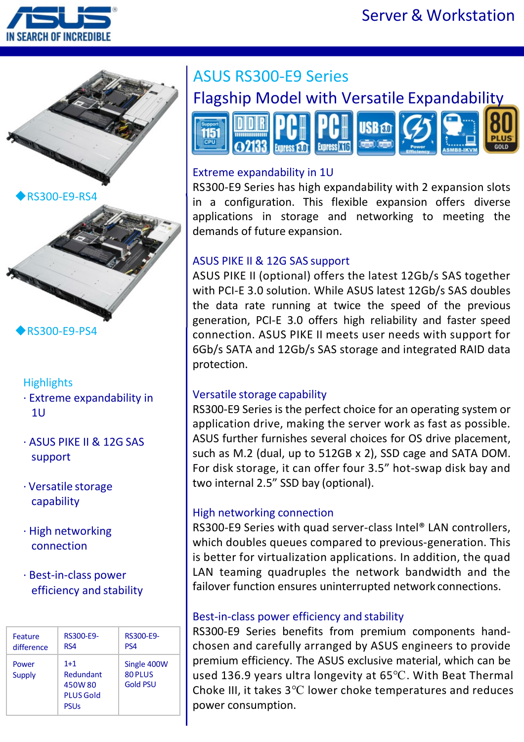# ASUS RS300-E9 Series

## Flagship Model with Versatile Expandability

◆RS300-E9-RS4

◆RS300-E9-PS4

### Highlights

- Extreme expandability in 1U
- ASUS PIKE II & 12G SAS support
- Versatile storage capability
- High networking connection
- Best-in-class power efficiency and stability

| Feature difference | RS300-E9-RS4 | RS300-E9-PS4 |
|---|---|---|
| Power Supply | 1+1 Redundant 450W 80 PLUS Gold PSUs | Single 400W 80 PLUS Gold PSU |

### Extreme expandability in 1U

RS300-E9 Series has high expandability with 2 expansion slots in a configuration. This flexible expansion offers diverse applications in storage and networking to meeting the demands of future expansion.

### ASUS PIKE II & 12G SAS support

ASUS PIKE II (optional) offers the latest 12Gb/s SAS together with PCI-E 3.0 solution. While ASUS latest 12Gb/s SAS doubles the data rate running at twice the speed of the previous generation, PCI-E 3.0 offers high reliability and faster speed connection. ASUS PIKE II meets user needs with support for 6Gb/s SATA and 12Gb/s SAS storage and integrated RAID data protection.

### Versatile storage capability

RS300-E9 Series is the perfect choice for an operating system or application drive, making the server work as fast as possible. ASUS further furnishes several choices for OS drive placement, such as M.2 (dual, up to 512GB x 2), SSD cage and SATA DOM. For disk storage, it can offer four 3.5” hot-swap disk bay and two internal 2.5” SSD bay (optional).

### High networking connection

RS300-E9 Series with quad server-class Intel® LAN controllers, which doubles queues compared to previous-generation. This is better for virtualization applications. In addition, the quad LAN teaming quadruples the network bandwidth and the failover function ensures uninterrupted network connections.

### Best-in-class power efficiency and stability

RS300-E9 Series benefits from premium components hand-chosen and carefully arranged by ASUS engineers to provide premium efficiency. The ASUS exclusive material, which can be used 136.9 years ultra longevity at 65℃. With Beat Thermal Choke III, it takes 3℃ lower choke temperatures and reduces power consumption.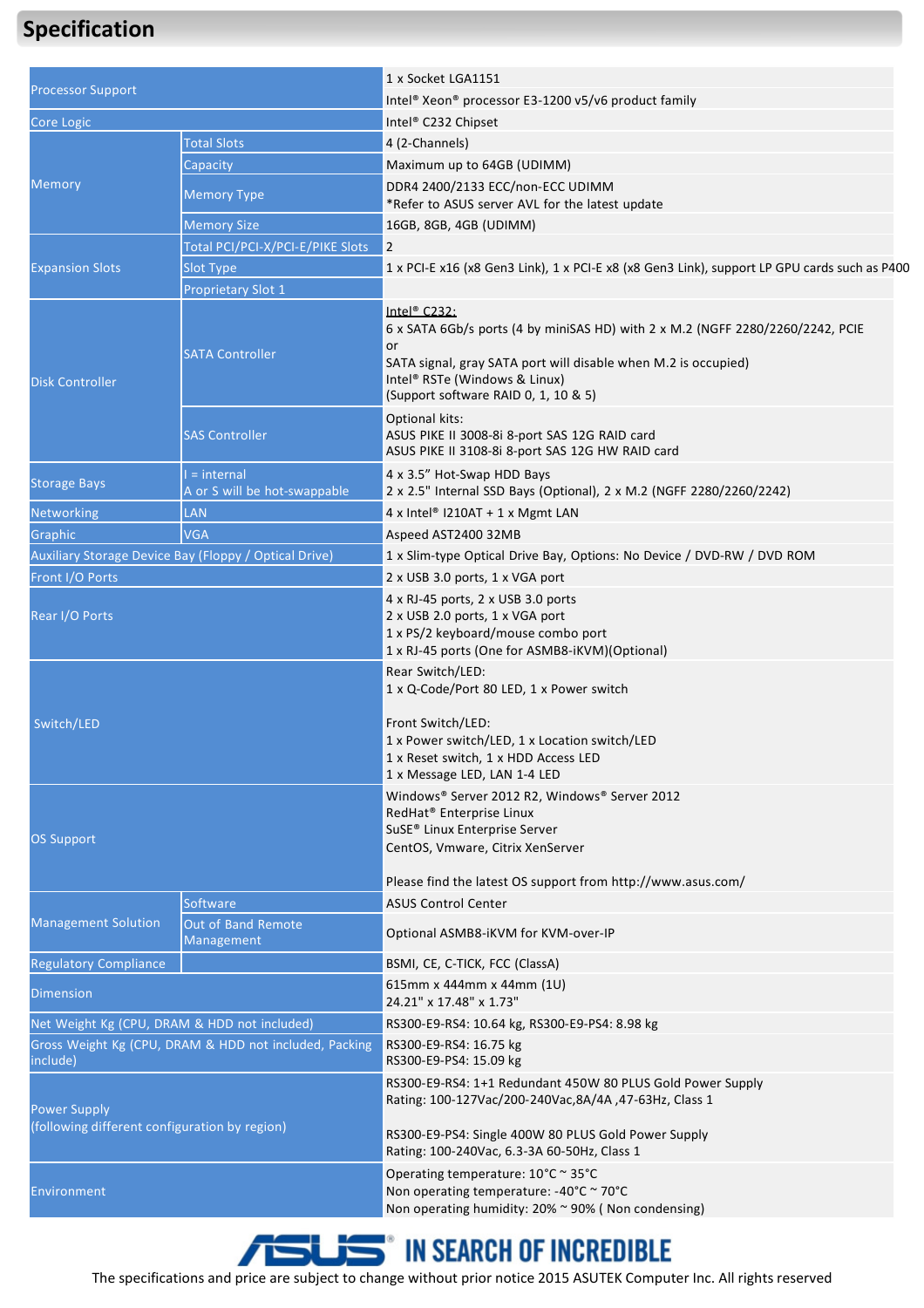## Specification

| | | |
|---|---|---|
| Processor Support | | 1 x Socket LGA1151<br>Intel® Xeon® processor E3-1200 v5/v6 product family |
| Core Logic | | Intel® C232 Chipset |
| Memory | Total Slots | 4 (2-Channels) |
| | Capacity | Maximum up to 64GB (UDIMM) |
| | Memory Type | DDR4 2400/2133 ECC/non-ECC UDIMM<br>*Refer to ASUS server AVL for the latest update |
| | Memory Size | 16GB, 8GB, 4GB (UDIMM) |
| Expansion Slots | Total PCI/PCI-X/PCI-E/PIKE Slots | 2 |
| | Slot Type | 1 x PCI-E x16 (x8 Gen3 Link), 1 x PCI-E x8 (x8 Gen3 Link), support LP GPU cards such as P400 |
| | Proprietary Slot 1 | |
| Disk Controller | SATA Controller | Intel® C232:<br>6 x SATA 6Gb/s ports (4 by miniSAS HD) with 2 x M.2 (NGFF 2280/2260/2242, PCIE or SATA signal, gray SATA port will disable when M.2 is occupied)<br>Intel® RSTe (Windows & Linux)<br>(Support software RAID 0, 1, 10 & 5) |
| | SAS Controller | Optional kits:<br>ASUS PIKE II 3008-8i 8-port SAS 12G RAID card<br>ASUS PIKE II 3108-8i 8-port SAS 12G HW RAID card |
| Storage Bays | I = internal<br>A or S will be hot-swappable | 4 x 3.5" Hot-Swap HDD Bays<br>2 x 2.5" Internal SSD Bays (Optional), 2 x M.2 (NGFF 2280/2260/2242) |
| Networking | LAN | 4 x Intel® I210AT + 1 x Mgmt LAN |
| Graphic | VGA | Aspeed AST2400 32MB |
| Auxiliary Storage Device Bay (Floppy / Optical Drive) | | 1 x Slim-type Optical Drive Bay, Options: No Device / DVD-RW / DVD ROM |
| Front I/O Ports | | 2 x USB 3.0 ports, 1 x VGA port |
| Rear I/O Ports | | 4 x RJ-45 ports, 2 x USB 3.0 ports<br>2 x USB 2.0 ports, 1 x VGA port<br>1 x PS/2 keyboard/mouse combo port<br>1 x RJ-45 ports (One for ASMB8-iKVM)(Optional) |
| Switch/LED | | Rear Switch/LED:<br>1 x Q-Code/Port 80 LED, 1 x Power switch<br><br>Front Switch/LED:<br>1 x Power switch/LED, 1 x Location switch/LED<br>1 x Reset switch, 1 x HDD Access LED<br>1 x Message LED, LAN 1-4 LED |
| OS Support | | Windows® Server 2012 R2, Windows® Server 2012<br>RedHat® Enterprise Linux<br>SuSE® Linux Enterprise Server<br>CentOS, Vmware, Citrix XenServer<br><br>Please find the latest OS support from http://www.asus.com/ |
| Management Solution | Software | ASUS Control Center |
| | Out of Band Remote Management | Optional ASMB8-iKVM for KVM-over-IP |
| Regulatory Compliance | | BSMI, CE, C-TICK, FCC (ClassA) |
| Dimension | | 615mm x 444mm x 44mm (1U)<br>24.21" x 17.48" x 1.73" |
| Net Weight Kg (CPU, DRAM & HDD not included) | | RS300-E9-RS4: 10.64 kg, RS300-E9-PS4: 8.98 kg |
| Gross Weight Kg (CPU, DRAM & HDD not included, Packing include) | | RS300-E9-RS4: 16.75 kg<br>RS300-E9-PS4: 15.09 kg |
| Power Supply<br>(following different configuration by region) | | RS300-E9-RS4: 1+1 Redundant 450W 80 PLUS Gold Power Supply<br>Rating: 100-127Vac/200-240Vac,8A/4A ,47-63Hz, Class 1<br><br>RS300-E9-PS4: Single 400W 80 PLUS Gold Power Supply<br>Rating: 100-240Vac, 6.3-3A 60-50Hz, Class 1 |
| Environment | | Operating temperature: 10°C ~ 35°C<br>Non operating temperature: -40°C ~ 70°C<br>Non operating humidity: 20% ~ 90% ( Non condensing) |

ASUS IN SEARCH OF INCREDIBLE

The specifications and price are subject to change without prior notice 2015 ASUTEK Computer Inc. All rights reserved